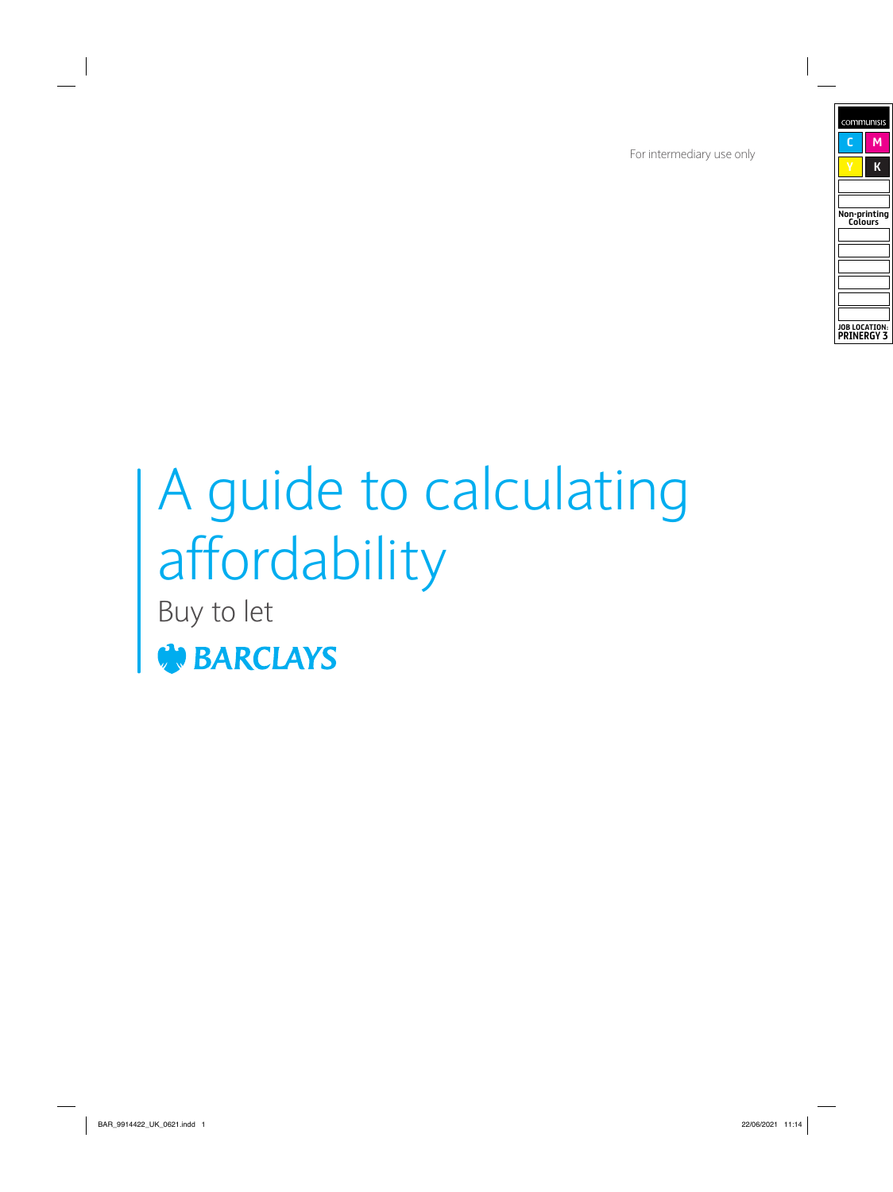For intermediary use only

# A guide to calculating affordability

## Buy to let

BARCLAYS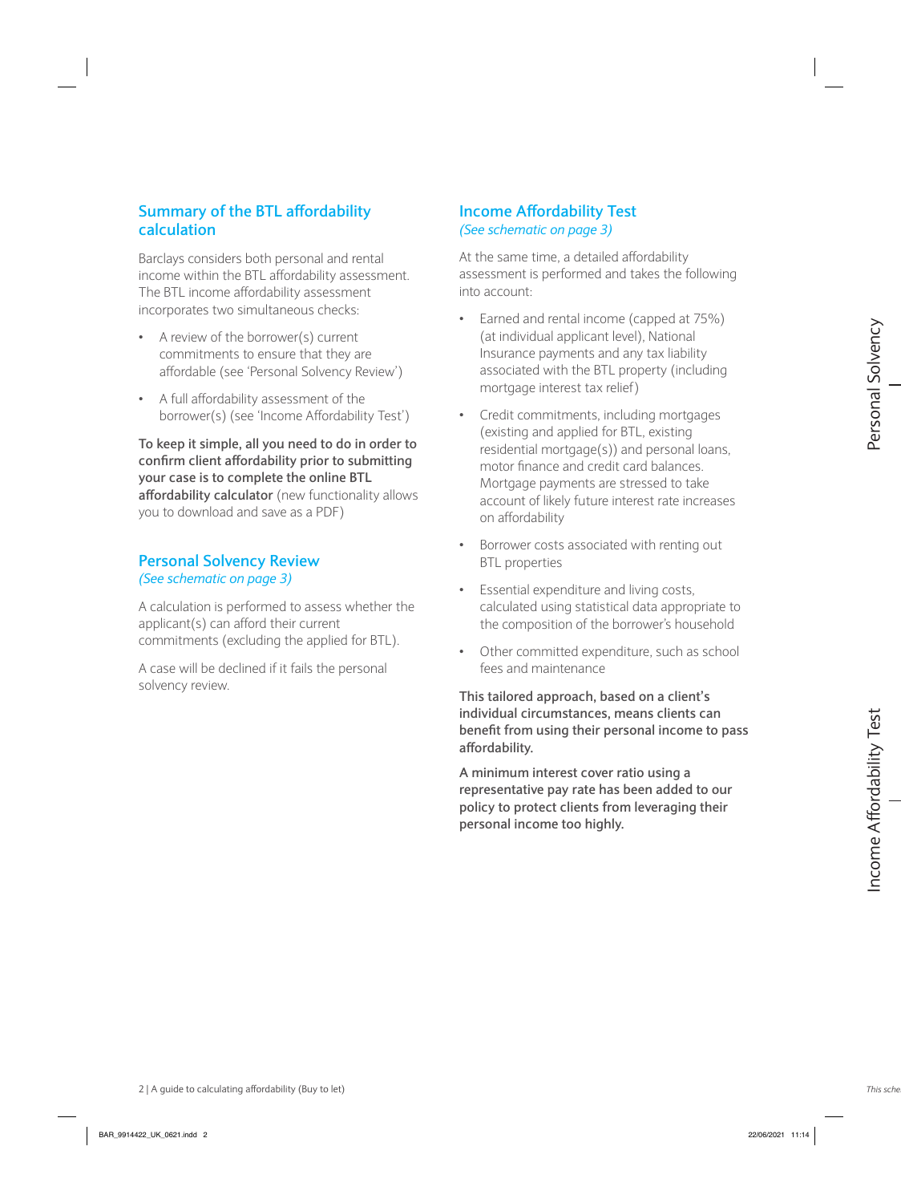## Summary of the BTL affordability calculation

Barclays considers both personal and rental income within the BTL affordability assessment. The BTL income affordability assessment incorporates two simultaneous checks:

- A review of the borrower(s) current commitments to ensure that they are affordable (see 'Personal Solvency Review')
- A full affordability assessment of the borrower(s) (see 'Income Affordability Test')

**To keep it simple, all you need to do in order to confirm client affordability prior to submitting your case is to complete the online BTL affordability calculator** (new functionality allows you to download and save as a PDF)

## Personal Solvency Review

*(See schematic on page 3)*

A calculation is performed to assess whether the applicant(s) can afford their current commitments (excluding the applied for BTL).

A case will be declined if it fails the personal solvency review.

## Income Affordability Test

*(See schematic on page 3)*

At the same time, a detailed affordability assessment is performed and takes the following into account:

- Earned and rental income (capped at 75%) (at individual applicant level), National Insurance payments and any tax liability associated with the BTL property (including mortgage interest tax relief)
- Credit commitments, including mortgages (existing and applied for BTL, existing residential mortgage(s)) and personal loans, motor finance and credit card balances. Mortgage payments are stressed to take account of likely future interest rate increases on affordability
- Borrower costs associated with renting out BTL properties
- Essential expenditure and living costs, calculated using statistical data appropriate to the composition of the borrower's household
- Other committed expenditure, such as school fees and maintenance

**This tailored approach, based on a client's individual circumstances, means clients can benefit from using their personal income to pass affordability.**

**A minimum interest cover ratio using a representative pay rate has been added to our policy to protect clients from leveraging their personal income too highly.**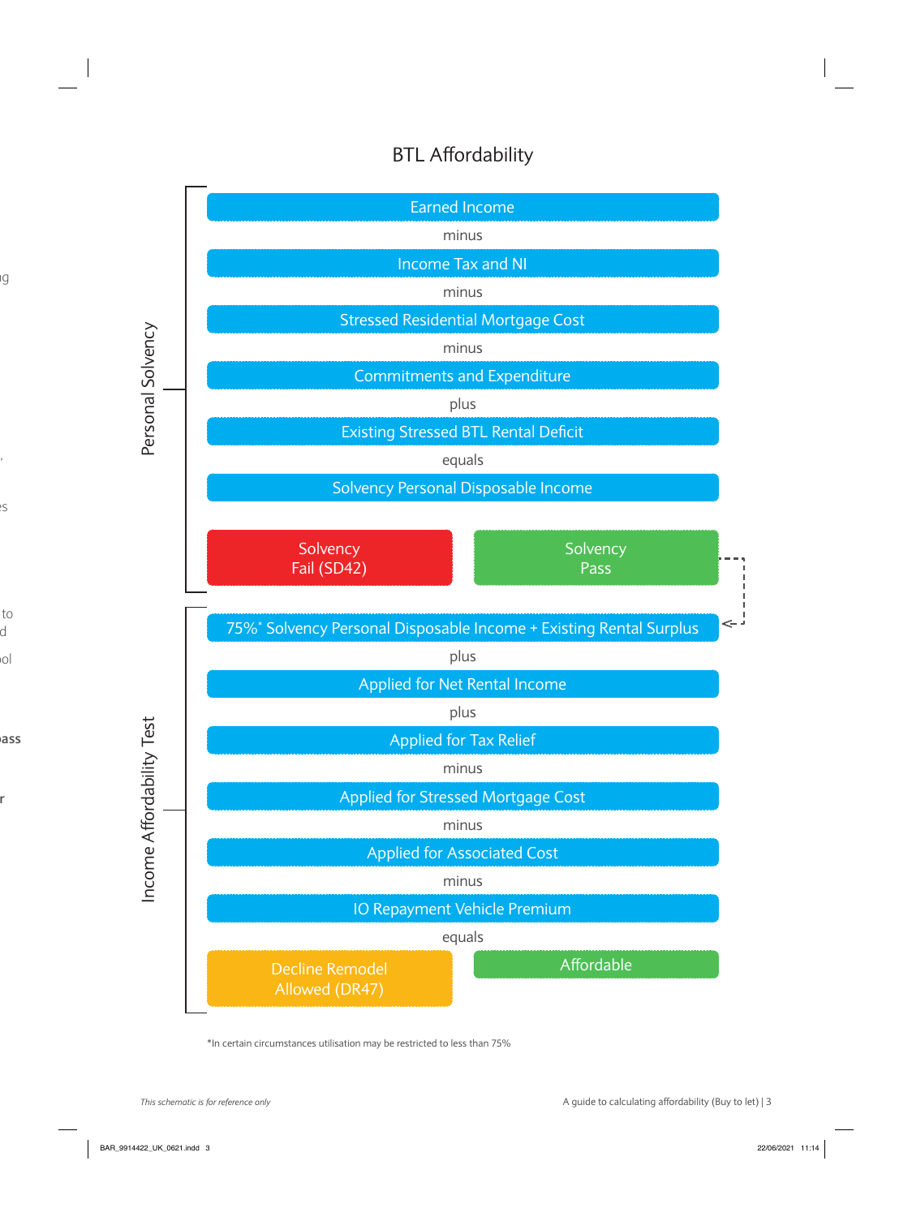# BTL Affordability

## Personal Solvency

Earned Income

minus

Income Tax and NI

minus

Stressed Residential Mortgage Cost

minus

Commitments and Expenditure

plus

Existing Stressed BTL Rental Deficit

equals

Solvency Personal Disposable Income

| Solvency Fail (SD42) | Solvency Pass |
|---|---|

## Income Affordability Test

75%* Solvency Personal Disposable Income + Existing Rental Surplus

plus

Applied for Net Rental Income

plus

Applied for Tax Relief

minus

Applied for Stressed Mortgage Cost

minus

Applied for Associated Cost

minus

IO Repayment Vehicle Premium

equals

| Decline Remodel Allowed (DR47) | Affordable |
|---|---|

*In certain circumstances utilisation may be restricted to less than 75%

*This schematic is for reference only*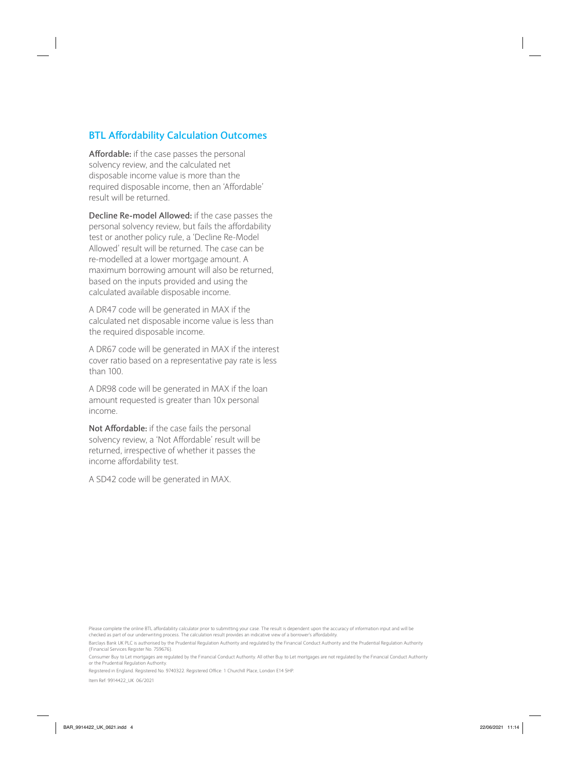## BTL Affordability Calculation Outcomes

**Affordable:** if the case passes the personal solvency review, and the calculated net disposable income value is more than the required disposable income, then an 'Affordable' result will be returned.

**Decline Re-model Allowed:** if the case passes the personal solvency review, but fails the affordability test or another policy rule, a 'Decline Re-Model Allowed' result will be returned. The case can be re-modelled at a lower mortgage amount. A maximum borrowing amount will also be returned, based on the inputs provided and using the calculated available disposable income.

A DR47 code will be generated in MAX if the calculated net disposable income value is less than the required disposable income.

A DR67 code will be generated in MAX if the interest cover ratio based on a representative pay rate is less than 100.

A DR98 code will be generated in MAX if the loan amount requested is greater than 10x personal income.

**Not Affordable:** if the case fails the personal solvency review, a 'Not Affordable' result will be returned, irrespective of whether it passes the income affordability test.

A SD42 code will be generated in MAX.

Please complete the online BTL affordability calculator prior to submitting your case. The result is dependent upon the accuracy of information input and will be checked as part of our underwriting process. The calculation result provides an indicative view of a borrower's affordability.

Barclays Bank UK PLC is authorised by the Prudential Regulation Authority and regulated by the Financial Conduct Authority and the Prudential Regulation Authority (Financial Services Register No. 759676).

Consumer Buy to Let mortgages are regulated by the Financial Conduct Authority. All other Buy to Let mortgages are not regulated by the Financial Conduct Authority or the Prudential Regulation Authority.

Registered in England. Registered No. 9740322. Registered Office: 1 Churchill Place, London E14 5HP.

Item Ref: 9914422_UK 06/2021